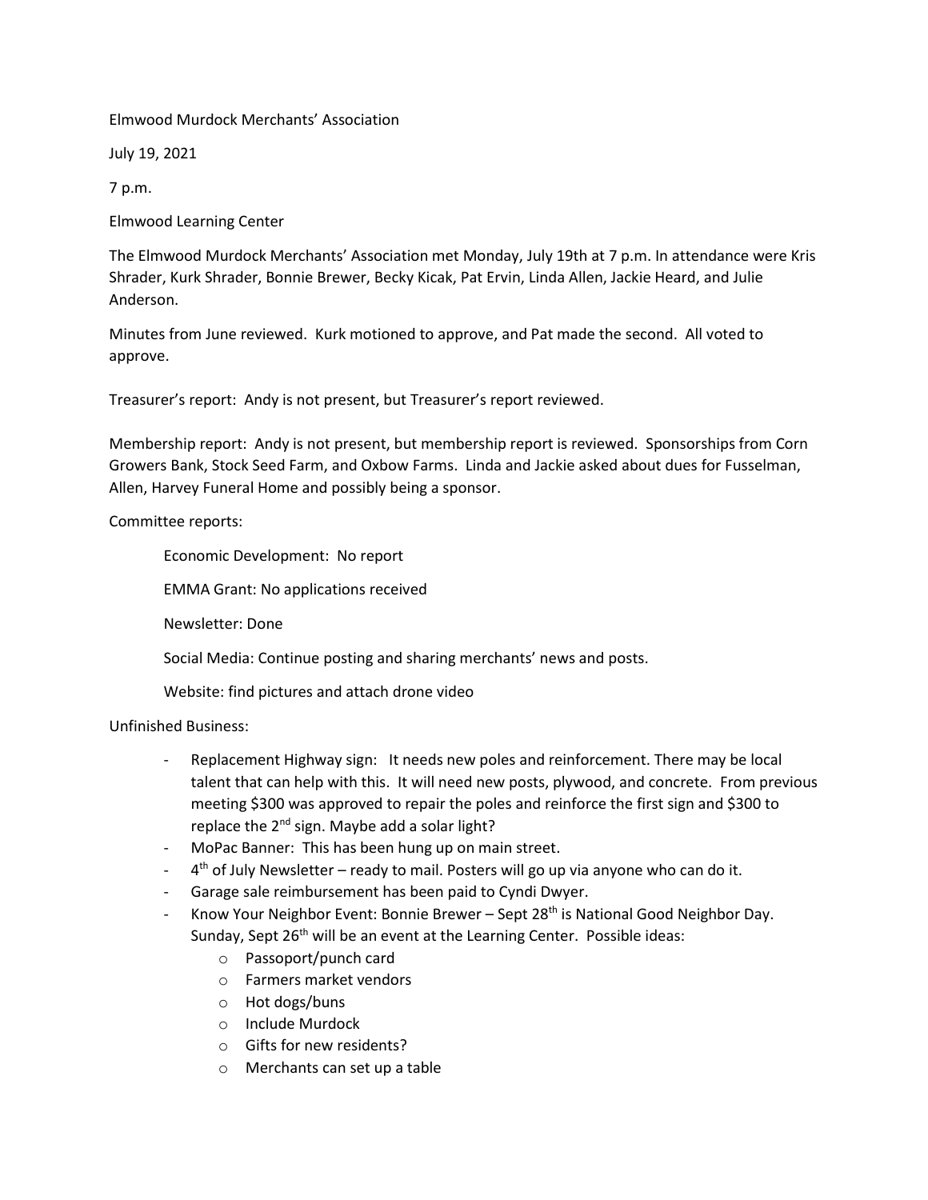Elmwood Murdock Merchants' Association

July 19, 2021

7 p.m.

Elmwood Learning Center

The Elmwood Murdock Merchants' Association met Monday, July 19th at 7 p.m. In attendance were Kris Shrader, Kurk Shrader, Bonnie Brewer, Becky Kicak, Pat Ervin, Linda Allen, Jackie Heard, and Julie Anderson.

Minutes from June reviewed. Kurk motioned to approve, and Pat made the second. All voted to approve.

Treasurer's report: Andy is not present, but Treasurer's report reviewed.

Membership report: Andy is not present, but membership report is reviewed. Sponsorships from Corn Growers Bank, Stock Seed Farm, and Oxbow Farms. Linda and Jackie asked about dues for Fusselman, Allen, Harvey Funeral Home and possibly being a sponsor.

Committee reports:

Economic Development: No report

EMMA Grant: No applications received

Newsletter: Done

Social Media: Continue posting and sharing merchants' news and posts.

Website: find pictures and attach drone video

Unfinished Business:

- Replacement Highway sign: It needs new poles and reinforcement. There may be local talent that can help with this. It will need new posts, plywood, and concrete. From previous meeting $300 was approved to repair the poles and reinforce the first sign and $300 to replace the 2nd sign. Maybe add a solar light?
- MoPac Banner: This has been hung up on main street.
- 4th of July Newsletter – ready to mail. Posters will go up via anyone who can do it.
- Garage sale reimbursement has been paid to Cyndi Dwyer.
- Know Your Neighbor Event: Bonnie Brewer – Sept 28th is National Good Neighbor Day. Sunday, Sept 26th will be an event at the Learning Center. Possible ideas:
  - Passoport/punch card
  - Farmers market vendors
  - Hot dogs/buns
  - Include Murdock
  - Gifts for new residents?
  - Merchants can set up a table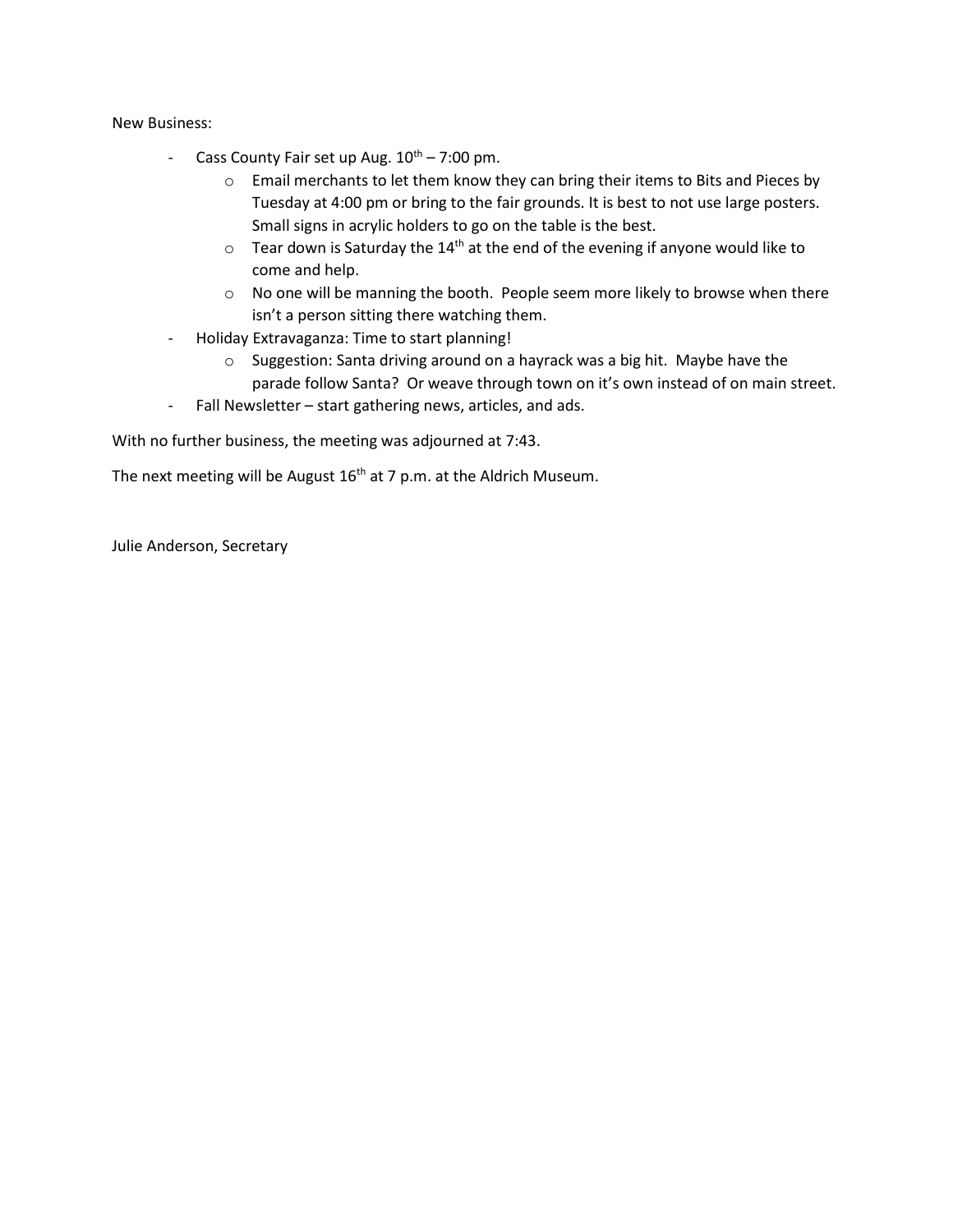New Business:

- Cass County Fair set up Aug. 10th – 7:00 pm.
  - Email merchants to let them know they can bring their items to Bits and Pieces by Tuesday at 4:00 pm or bring to the fair grounds. It is best to not use large posters. Small signs in acrylic holders to go on the table is the best.
  - Tear down is Saturday the 14th at the end of the evening if anyone would like to come and help.
  - No one will be manning the booth. People seem more likely to browse when there isn't a person sitting there watching them.
- Holiday Extravaganza: Time to start planning!
  - Suggestion: Santa driving around on a hayrack was a big hit. Maybe have the parade follow Santa? Or weave through town on it's own instead of on main street.
- Fall Newsletter – start gathering news, articles, and ads.

With no further business, the meeting was adjourned at 7:43.

The next meeting will be August 16th at 7 p.m. at the Aldrich Museum.

Julie Anderson, Secretary